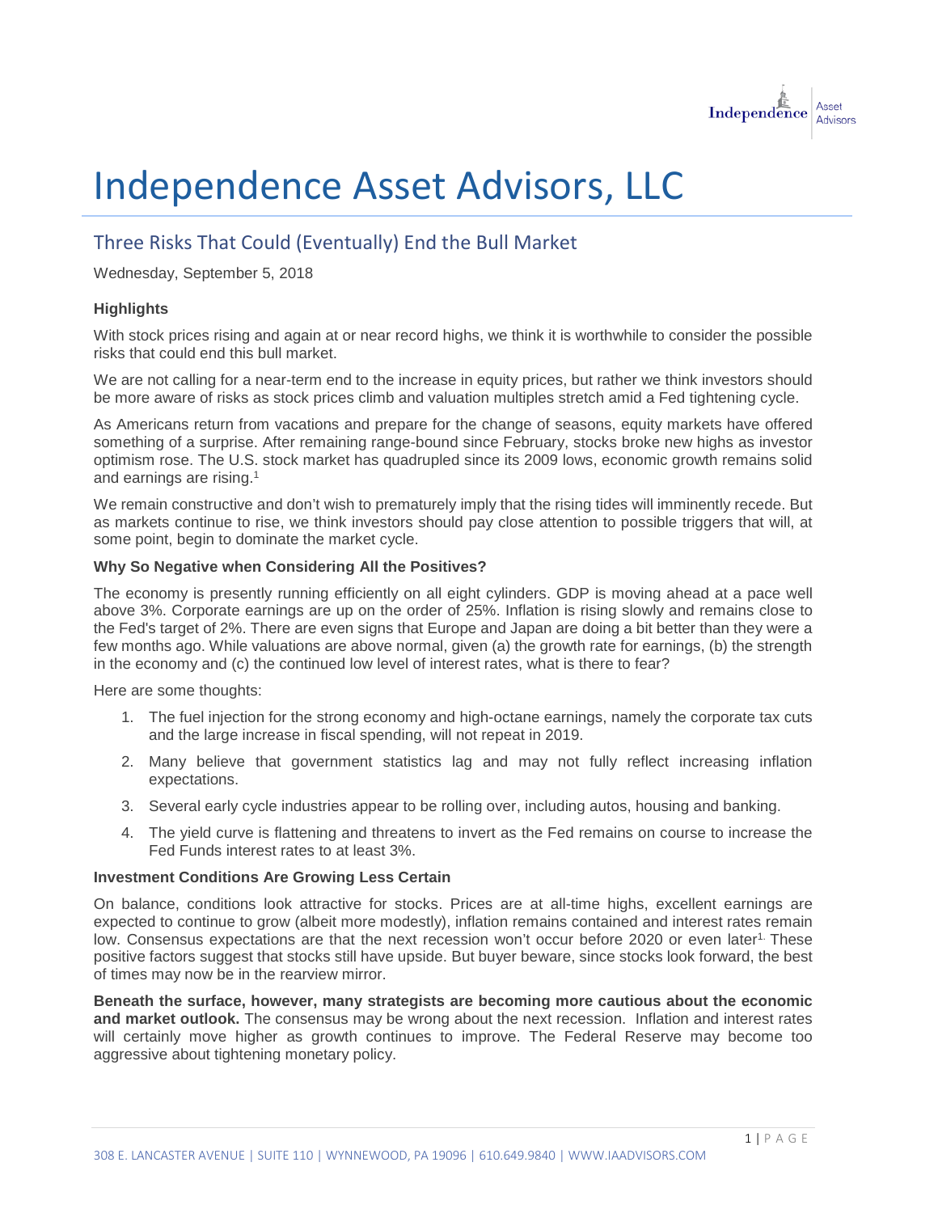# Independence Asset Advisors, LLC

## Three Risks That Could (Eventually) End the Bull Market

Wednesday, September 5, 2018

**Highlights**

With stock prices rising and again at or near record highs, we think it is worthwhile to consider the possible risks that could end this bull market.

We are not calling for a near-term end to the increase in equity prices, but rather we think investors should be more aware of risks as stock prices climb and valuation multiples stretch amid a Fed tightening cycle.

As Americans return from vacations and prepare for the change of seasons, equity markets have offered something of a surprise. After remaining range-bound since February, stocks broke new highs as investor optimism rose. The U.S. stock market has quadrupled since its 2009 lows, economic growth remains solid and earnings are rising.[1]

We remain constructive and don't wish to prematurely imply that the rising tides will imminently recede. But as markets continue to rise, we think investors should pay close attention to possible triggers that will, at some point, begin to dominate the market cycle.

**Why So Negative when Considering All the Positives?**

The economy is presently running efficiently on all eight cylinders. GDP is moving ahead at a pace well above 3%. Corporate earnings are up on the order of 25%. Inflation is rising slowly and remains close to the Fed's target of 2%. There are even signs that Europe and Japan are doing a bit better than they were a few months ago. While valuations are above normal, given (a) the growth rate for earnings, (b) the strength in the economy and (c) the continued low level of interest rates, what is there to fear?

Here are some thoughts:

1. The fuel injection for the strong economy and high-octane earnings, namely the corporate tax cuts and the large increase in fiscal spending, will not repeat in 2019.
2. Many believe that government statistics lag and may not fully reflect increasing inflation expectations.
3. Several early cycle industries appear to be rolling over, including autos, housing and banking.
4. The yield curve is flattening and threatens to invert as the Fed remains on course to increase the Fed Funds interest rates to at least 3%.

**Investment Conditions Are Growing Less Certain**

On balance, conditions look attractive for stocks. Prices are at all-time highs, excellent earnings are expected to continue to grow (albeit more modestly), inflation remains contained and interest rates remain low. Consensus expectations are that the next recession won't occur before 2020 or even later[1]. These positive factors suggest that stocks still have upside. But buyer beware, since stocks look forward, the best of times may now be in the rearview mirror.

**Beneath the surface, however, many strategists are becoming more cautious about the economic and market outlook.** The consensus may be wrong about the next recession. Inflation and interest rates will certainly move higher as growth continues to improve. The Federal Reserve may become too aggressive about tightening monetary policy.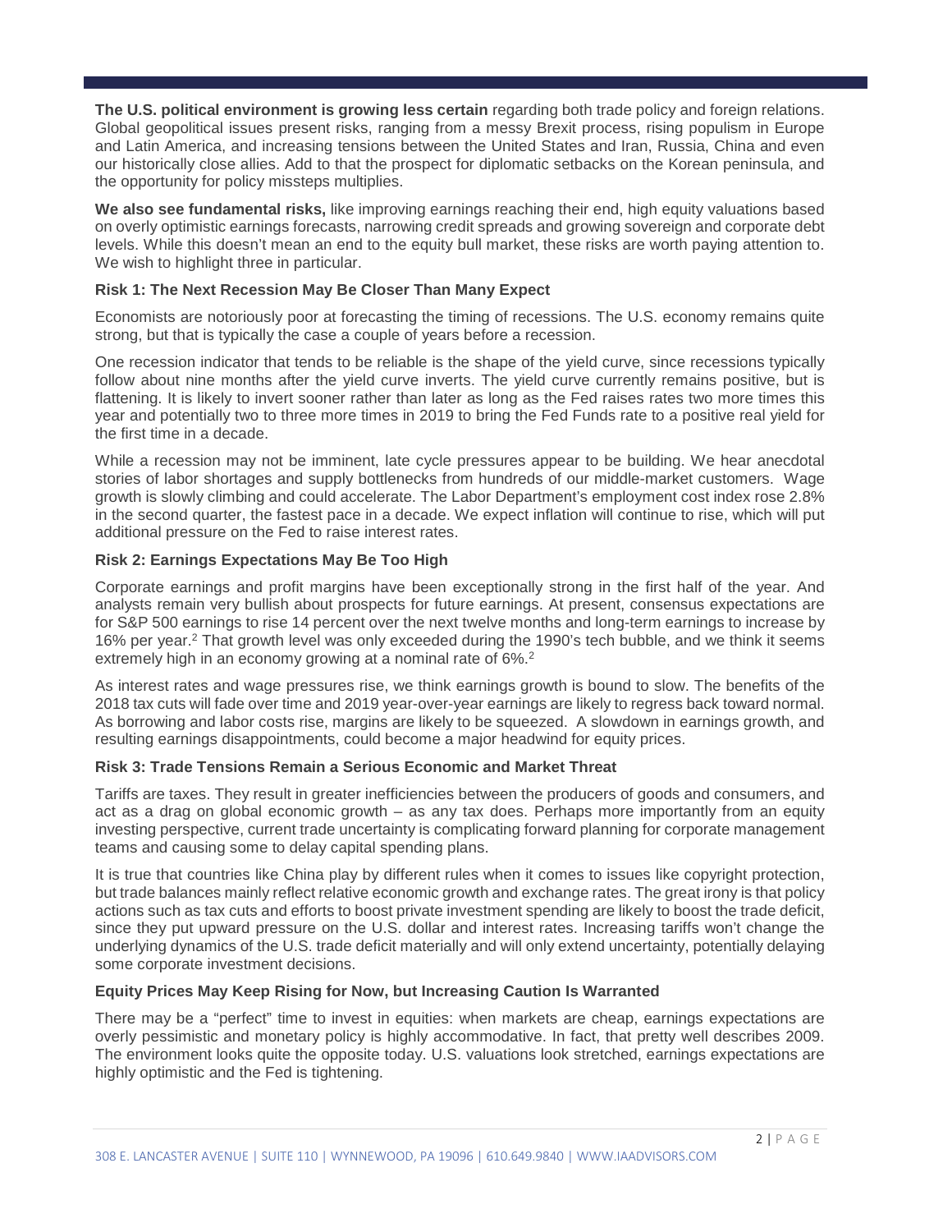**The U.S. political environment is growing less certain** regarding both trade policy and foreign relations. Global geopolitical issues present risks, ranging from a messy Brexit process, rising populism in Europe and Latin America, and increasing tensions between the United States and Iran, Russia, China and even our historically close allies. Add to that the prospect for diplomatic setbacks on the Korean peninsula, and the opportunity for policy missteps multiplies.

**We also see fundamental risks,** like improving earnings reaching their end, high equity valuations based on overly optimistic earnings forecasts, narrowing credit spreads and growing sovereign and corporate debt levels. While this doesn't mean an end to the equity bull market, these risks are worth paying attention to. We wish to highlight three in particular.

### Risk 1: The Next Recession May Be Closer Than Many Expect

Economists are notoriously poor at forecasting the timing of recessions. The U.S. economy remains quite strong, but that is typically the case a couple of years before a recession.

One recession indicator that tends to be reliable is the shape of the yield curve, since recessions typically follow about nine months after the yield curve inverts. The yield curve currently remains positive, but is flattening. It is likely to invert sooner rather than later as long as the Fed raises rates two more times this year and potentially two to three more times in 2019 to bring the Fed Funds rate to a positive real yield for the first time in a decade.

While a recession may not be imminent, late cycle pressures appear to be building. We hear anecdotal stories of labor shortages and supply bottlenecks from hundreds of our middle-market customers. Wage growth is slowly climbing and could accelerate. The Labor Department's employment cost index rose 2.8% in the second quarter, the fastest pace in a decade. We expect inflation will continue to rise, which will put additional pressure on the Fed to raise interest rates.

### Risk 2: Earnings Expectations May Be Too High

Corporate earnings and profit margins have been exceptionally strong in the first half of the year. And analysts remain very bullish about prospects for future earnings. At present, consensus expectations are for S&P 500 earnings to rise 14 percent over the next twelve months and long-term earnings to increase by 16% per year.[2] That growth level was only exceeded during the 1990's tech bubble, and we think it seems extremely high in an economy growing at a nominal rate of 6%.[2]

As interest rates and wage pressures rise, we think earnings growth is bound to slow. The benefits of the 2018 tax cuts will fade over time and 2019 year-over-year earnings are likely to regress back toward normal. As borrowing and labor costs rise, margins are likely to be squeezed. A slowdown in earnings growth, and resulting earnings disappointments, could become a major headwind for equity prices.

### Risk 3: Trade Tensions Remain a Serious Economic and Market Threat

Tariffs are taxes. They result in greater inefficiencies between the producers of goods and consumers, and act as a drag on global economic growth – as any tax does. Perhaps more importantly from an equity investing perspective, current trade uncertainty is complicating forward planning for corporate management teams and causing some to delay capital spending plans.

It is true that countries like China play by different rules when it comes to issues like copyright protection, but trade balances mainly reflect relative economic growth and exchange rates. The great irony is that policy actions such as tax cuts and efforts to boost private investment spending are likely to boost the trade deficit, since they put upward pressure on the U.S. dollar and interest rates. Increasing tariffs won't change the underlying dynamics of the U.S. trade deficit materially and will only extend uncertainty, potentially delaying some corporate investment decisions.

### Equity Prices May Keep Rising for Now, but Increasing Caution Is Warranted

There may be a "perfect" time to invest in equities: when markets are cheap, earnings expectations are overly pessimistic and monetary policy is highly accommodative. In fact, that pretty well describes 2009. The environment looks quite the opposite today. U.S. valuations look stretched, earnings expectations are highly optimistic and the Fed is tightening.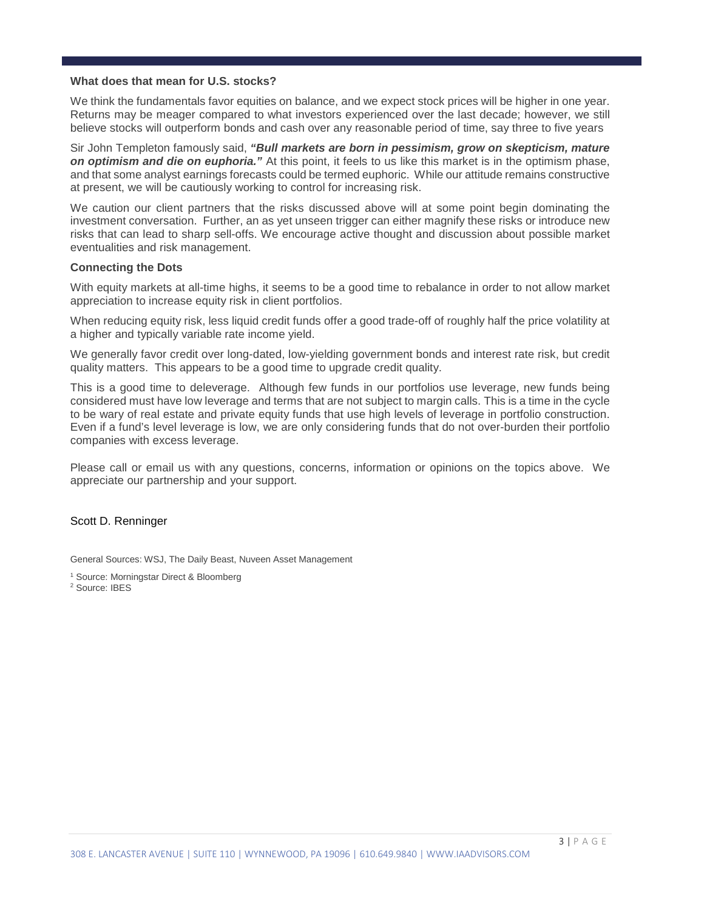**What does that mean for U.S. stocks?**

We think the fundamentals favor equities on balance, and we expect stock prices will be higher in one year. Returns may be meager compared to what investors experienced over the last decade; however, we still believe stocks will outperform bonds and cash over any reasonable period of time, say three to five years

Sir John Templeton famously said, ***"Bull markets are born in pessimism, grow on skepticism, mature on optimism and die on euphoria."*** At this point, it feels to us like this market is in the optimism phase, and that some analyst earnings forecasts could be termed euphoric. While our attitude remains constructive at present, we will be cautiously working to control for increasing risk.

We caution our client partners that the risks discussed above will at some point begin dominating the investment conversation. Further, an as yet unseen trigger can either magnify these risks or introduce new risks that can lead to sharp sell-offs. We encourage active thought and discussion about possible market eventualities and risk management.

**Connecting the Dots**

With equity markets at all-time highs, it seems to be a good time to rebalance in order to not allow market appreciation to increase equity risk in client portfolios.

When reducing equity risk, less liquid credit funds offer a good trade-off of roughly half the price volatility at a higher and typically variable rate income yield.

We generally favor credit over long-dated, low-yielding government bonds and interest rate risk, but credit quality matters. This appears to be a good time to upgrade credit quality.

This is a good time to deleverage. Although few funds in our portfolios use leverage, new funds being considered must have low leverage and terms that are not subject to margin calls. This is a time in the cycle to be wary of real estate and private equity funds that use high levels of leverage in portfolio construction. Even if a fund's level leverage is low, we are only considering funds that do not over-burden their portfolio companies with excess leverage.

Please call or email us with any questions, concerns, information or opinions on the topics above. We appreciate our partnership and your support.

Scott D. Renninger

General Sources: WSJ, The Daily Beast, Nuveen Asset Management

[1] Source: Morningstar Direct & Bloomberg

[2] Source: IBES

308 E. LANCASTER AVENUE | SUITE 110 | WYNNEWOOD, PA 19096 | 610.649.9840 | WWW.IAADVISORS.COM